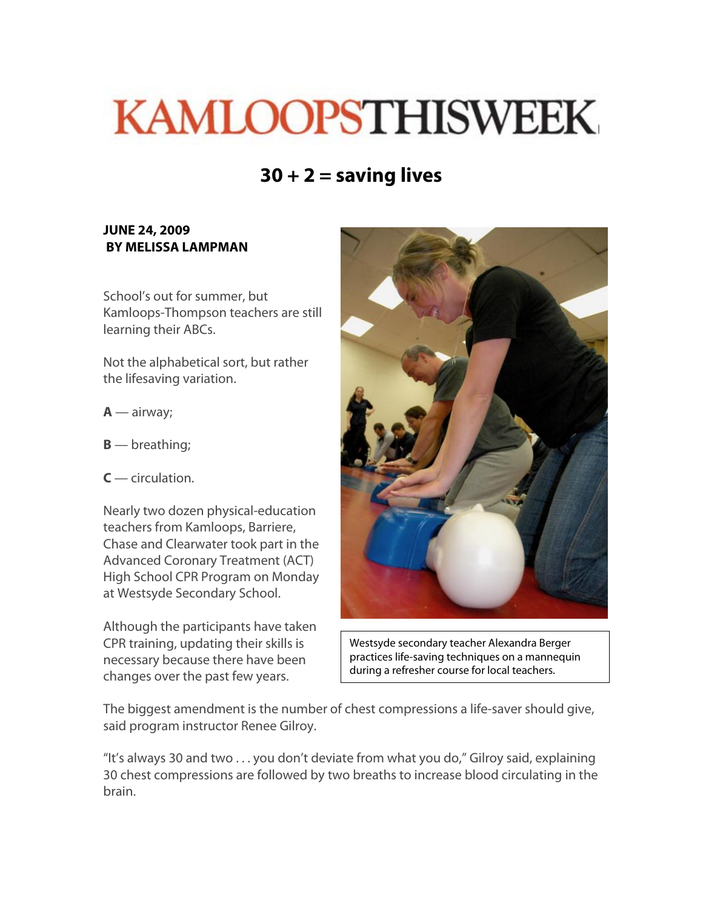# KAMLOOPSTHISWEEK

## 30 + 2 = saving lives

**JUNE 24, 2009**
**BY MELISSA LAMPMAN**

School's out for summer, but Kamloops-Thompson teachers are still learning their ABCs.

Not the alphabetical sort, but rather the lifesaving variation.

**A** — airway;

**B** — breathing;

**C** — circulation.

Nearly two dozen physical-education teachers from Kamloops, Barriere, Chase and Clearwater took part in the Advanced Coronary Treatment (ACT) High School CPR Program on Monday at Westsyde Secondary School.

Although the participants have taken CPR training, updating their skills is necessary because there have been changes over the past few years.

Westsyde secondary teacher Alexandra Berger practices life-saving techniques on a mannequin during a refresher course for local teachers.

The biggest amendment is the number of chest compressions a life-saver should give, said program instructor Renee Gilroy.

"It's always 30 and two . . . you don't deviate from what you do," Gilroy said, explaining 30 chest compressions are followed by two breaths to increase blood circulating in the brain.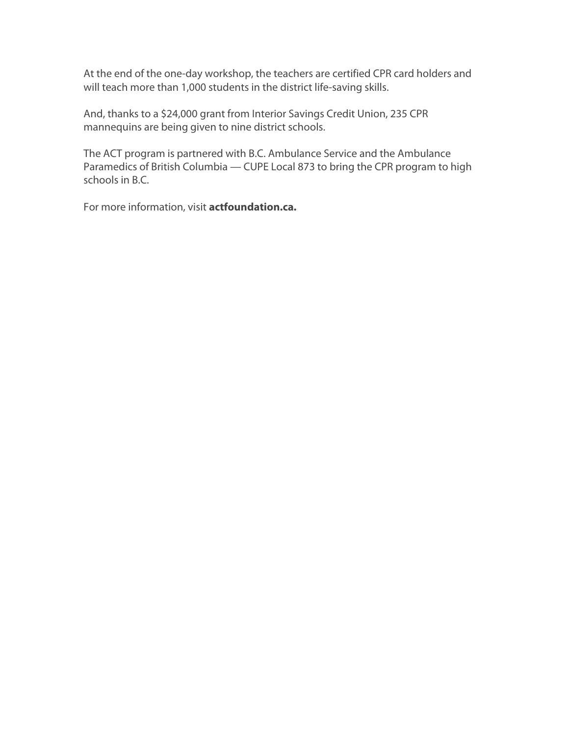At the end of the one-day workshop, the teachers are certified CPR card holders and will teach more than 1,000 students in the district life-saving skills.

And, thanks to a $24,000 grant from Interior Savings Credit Union, 235 CPR mannequins are being given to nine district schools.

The ACT program is partnered with B.C. Ambulance Service and the Ambulance Paramedics of British Columbia — CUPE Local 873 to bring the CPR program to high schools in B.C.

For more information, visit **actfoundation.ca.**